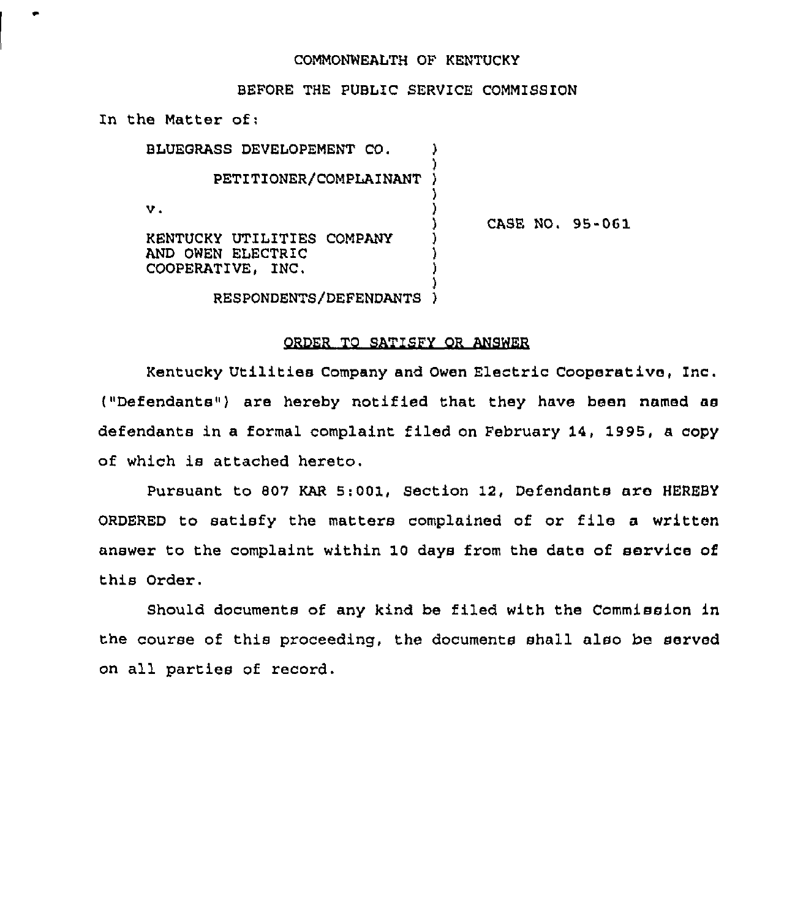COMMONWEALTH OF KENTUCKY

BEFORE THE PUBLIC SERVICE COMMISSION

In the Matter of:

BLUEGRASS DEVELOPEMENT CO.

PETITIONER/COMPLAINANT

v.

KENTUCKY UTILITIES COMPANY AND OWEN ELECTRIC COOPERATIVE, INC.

RESPONDENTS/DEFENDANTS

CASE NO. 95-061

## ORDER TO SATISFY OR ANSWER

Kentucky Utilities Company and Owen Electric Cooperative, Inc. ("Defendants") are hereby notified that they have been named as defendants in a formal complaint filed on February 14, 1995, a copy of which is attached hereto.

Pursuant to 807 KAR 5:001, Section 12, Defendants are HEREBY ORDERED to satisfy the matters complained of or file a written answer to the complaint within 10 days from the date of service of this Order.

Should documents of any kind be filed with the Commission in the course of this proceeding, the documents shall also be served on all parties of record.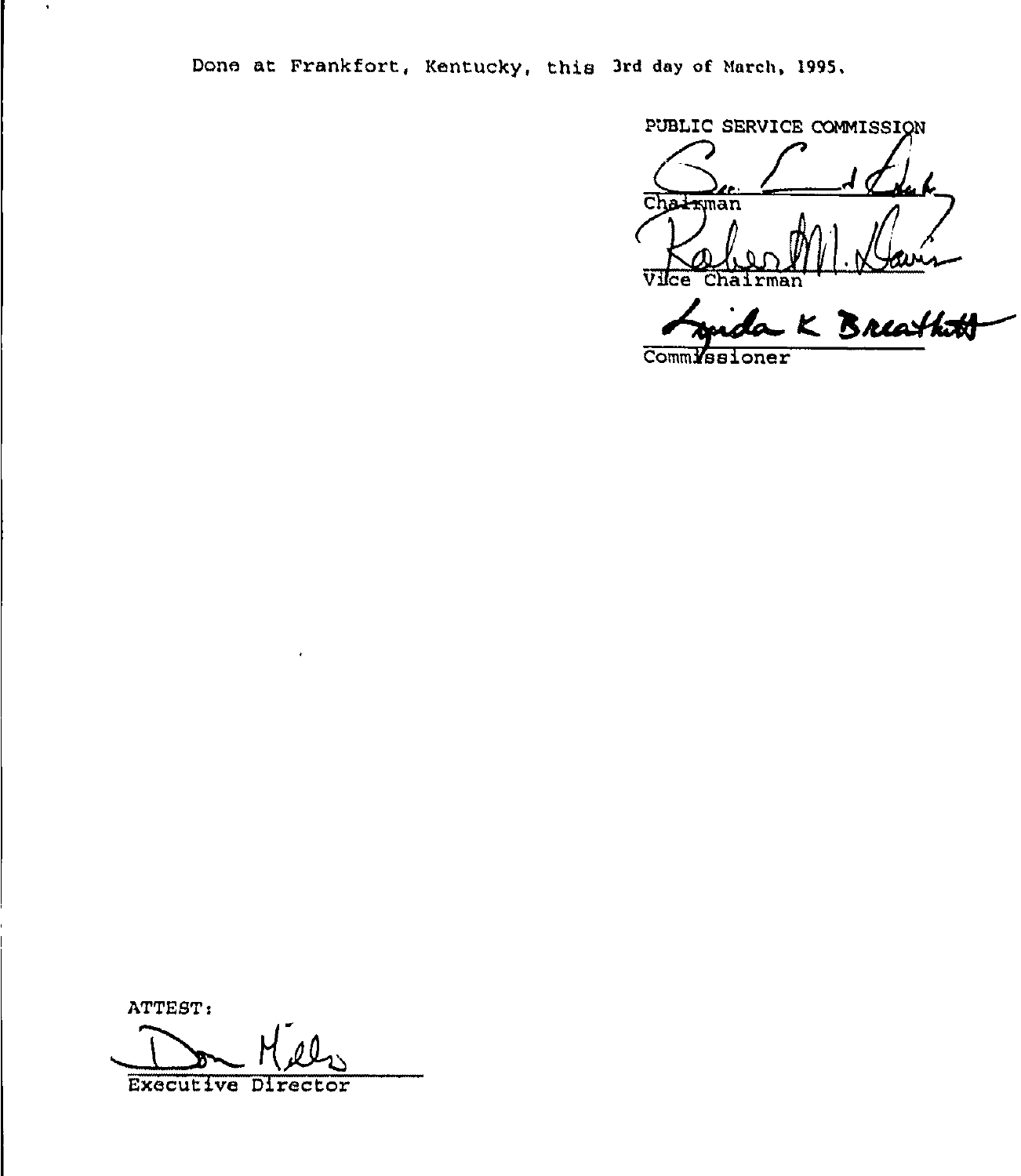Done at Frankfort, Kentucky, this 3rd day of March, 1995.

PUBLIC SERVICE COMMISSION

Chairman

Vice Chairman

Commissioner

ATTEST:

Executive Director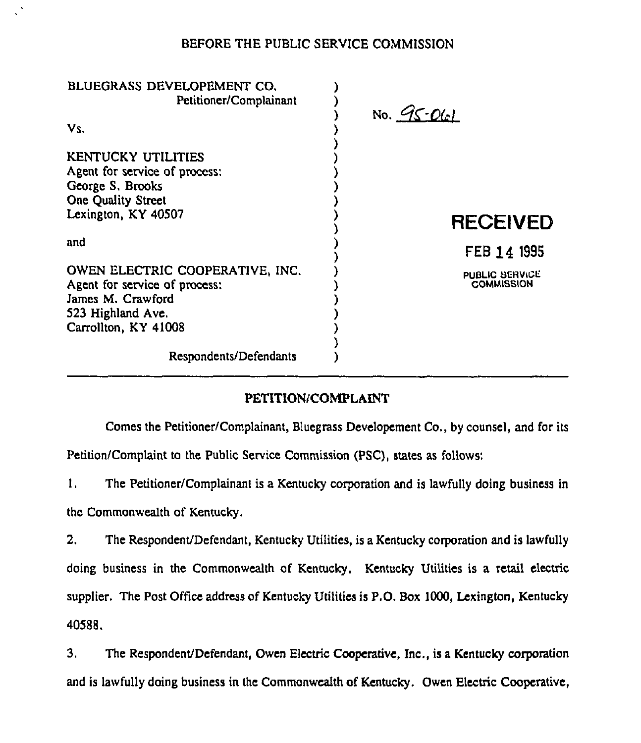BEFORE THE PUBLIC SERVICE COMMISSION

BLUEGRASS DEVELOPEMENT CO.
Petitioner/Complainant

Vs.

KENTUCKY UTILITIES
Agent for service of process:
George S. Brooks
One Quality Street
Lexington, KY 40507

and

OWEN ELECTRIC COOPERATIVE, INC.
Agent for service of process:
James M. Crawford
523 Highland Ave.
Carrollton, KY 41008

Respondents/Defendants

No. 95-061

RECEIVED
FEB 14 1995
PUBLIC SERVICE COMMISSION

---

## PETITION/COMPLAINT

Comes the Petitioner/Complainant, Bluegrass Developement Co., by counsel, and for its Petition/Complaint to the Public Service Commission (PSC), states as follows:

1. The Petitioner/Complainant is a Kentucky corporation and is lawfully doing business in the Commonwealth of Kentucky.

2. The Respondent/Defendant, Kentucky Utilities, is a Kentucky corporation and is lawfully doing business in the Commonwealth of Kentucky. Kentucky Utilities is a retail electric supplier. The Post Office address of Kentucky Utilities is P.O. Box 1000, Lexington, Kentucky 40588.

3. The Respondent/Defendant, Owen Electric Cooperative, Inc., is a Kentucky corporation and is lawfully doing business in the Commonwealth of Kentucky. Owen Electric Cooperative,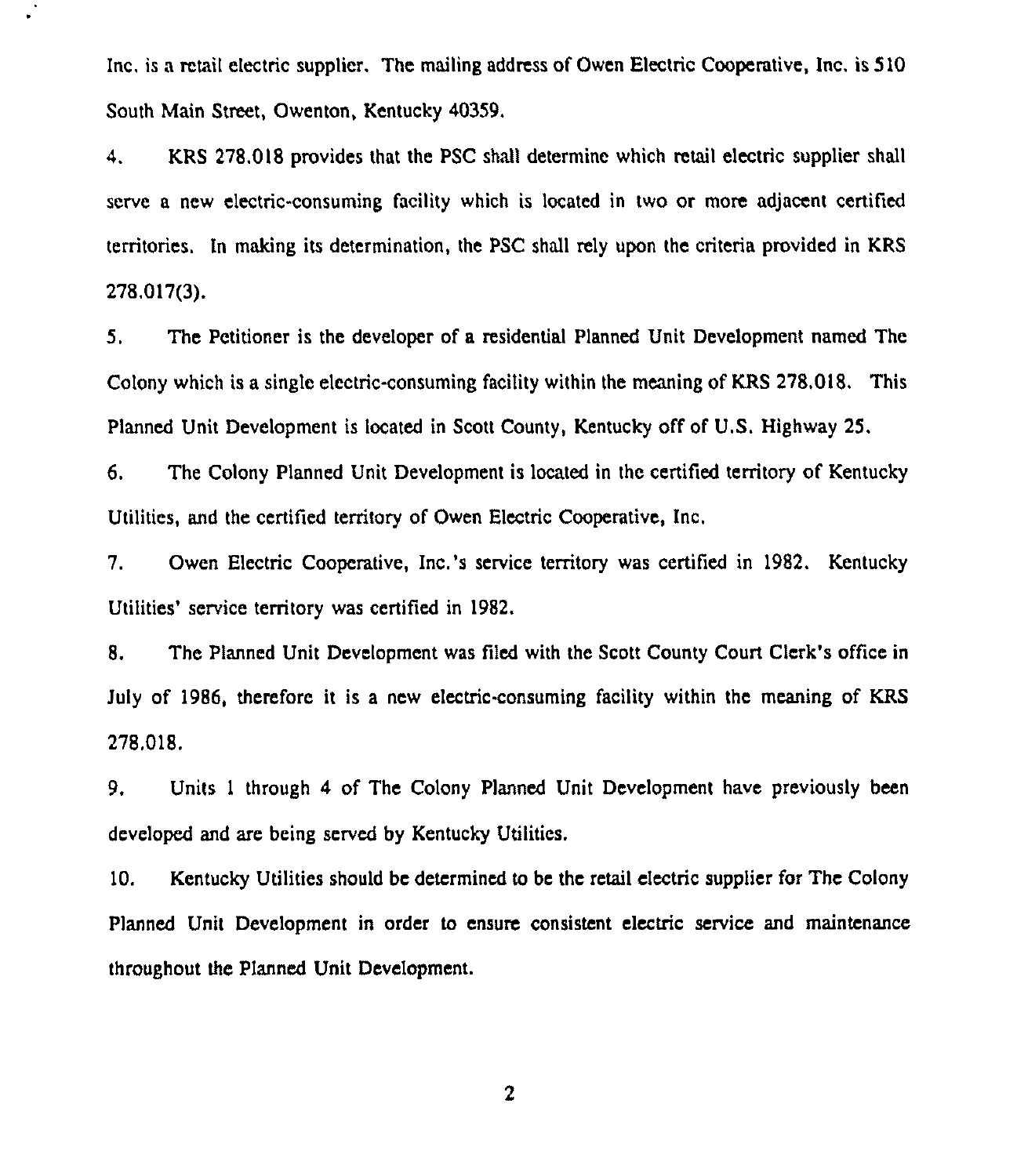Inc. is a retail electric supplier. The mailing address of Owen Electric Cooperative, Inc. is 510 South Main Street, Owenton, Kentucky 40359.

4. KRS 278.018 provides that the PSC shall determine which retail electric supplier shall serve a new electric-consuming facility which is located in two or more adjacent certified territories. In making its determination, the PSC shall rely upon the criteria provided in KRS 278.017(3).

5. The Petitioner is the developer of a residential Planned Unit Development named The Colony which is a single electric-consuming facility within the meaning of KRS 278.018. This Planned Unit Development is located in Scott County, Kentucky off of U.S. Highway 25.

6. The Colony Planned Unit Development is located in the certified territory of Kentucky Utilities, and the certified territory of Owen Electric Cooperative, Inc.

7. Owen Electric Cooperative, Inc.'s service territory was certified in 1982. Kentucky Utilities' service territory was certified in 1982.

8. The Planned Unit Development was filed with the Scott County Court Clerk's office in July of 1986, therefore it is a new electric-consuming facility within the meaning of KRS 278.018.

9. Units 1 through 4 of The Colony Planned Unit Development have previously been developed and are being served by Kentucky Utilities.

10. Kentucky Utilities should be determined to be the retail electric supplier for The Colony Planned Unit Development in order to ensure consistent electric service and maintenance throughout the Planned Unit Development.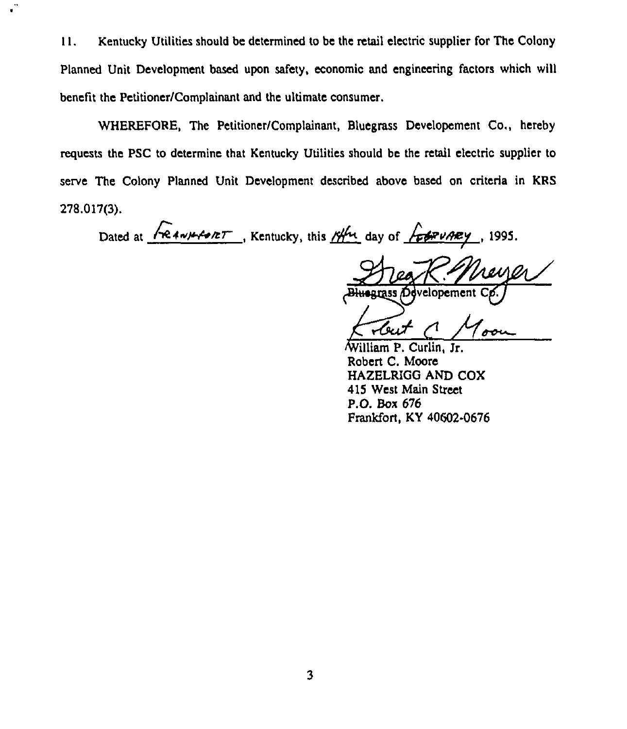11. Kentucky Utilities should be determined to be the retail electric supplier for The Colony Planned Unit Development based upon safety, economic and engineering factors which will benefit the Petitioner/Complainant and the ultimate consumer.

WHEREFORE, The Petitioner/Complainant, Bluegrass Developement Co., hereby requests the PSC to determine that Kentucky Utilities should be the retail electric supplier to serve The Colony Planned Unit Development described above based on criteria in KRS 278.017(3).

Dated at FRANKFORT, Kentucky, this 14th day of FEBRUARY, 1995.

Greg R. Meyer
Bluegrass Developement Co.

Robert C. Moore
William P. Curlin, Jr.
Robert C. Moore
HAZELRIGG AND COX
415 West Main Street
P.O. Box 676
Frankfort, KY 40602-0676